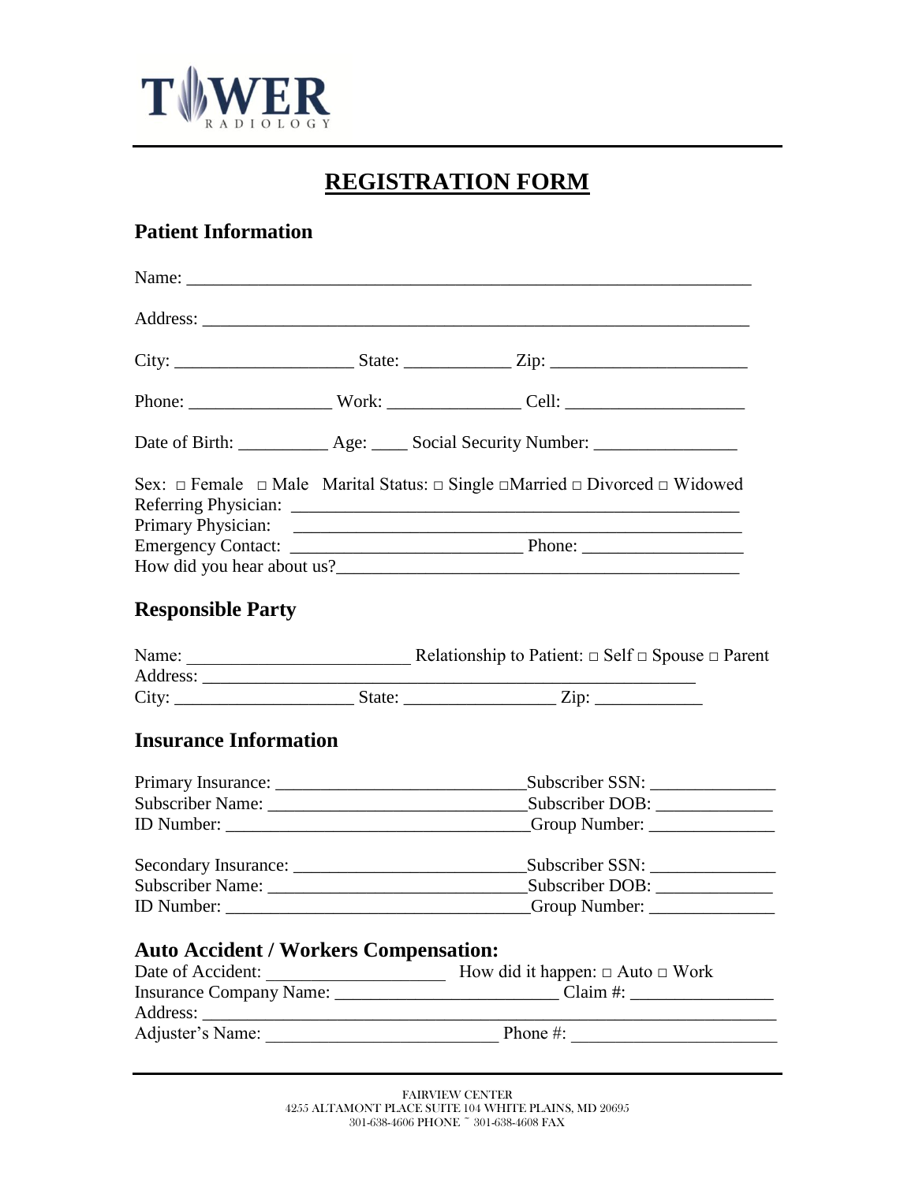TOWER
RADIOLOGY

# REGISTRATION FORM

## Patient Information

Name: ______________________________________________________________

Address: ____________________________________________________________

City: ____________________ State: ____________ Zip: ______________________

Phone: ________________ Work: _______________ Cell: ____________________

Date of Birth: __________ Age: ____ Social Security Number: ________________

Sex: □ Female □ Male Marital Status: □ Single □Married □ Divorced □ Widowed
Referring Physician: ___________________________________________________
Primary Physician: ___________________________________________________
Emergency Contact: __________________________ Phone: __________________
How did you hear about us?_______________________________________________

## Responsible Party

Name: ________________________ Relationship to Patient: □ Self □ Spouse □ Parent
Address: ______________________________________________________
City: ____________________ State: _________________ Zip: ____________

## Insurance Information

Primary Insurance: ___________________________Subscriber SSN: ______________
Subscriber Name: ____________________________Subscriber DOB: _____________
ID Number: __________________________________Group Number: ______________

Secondary Insurance: _________________________Subscriber SSN: ______________
Subscriber Name: ____________________________Subscriber DOB: _____________
ID Number: __________________________________Group Number: ______________

## Auto Accident / Workers Compensation:

Date of Accident: ____________________ How did it happen: □ Auto □ Work
Insurance Company Name: _________________________ Claim #: ________________
Address: __________________________________________________________________
Adjuster's Name: __________________________ Phone #: _______________________

FAIRVIEW CENTER
4255 ALTAMONT PLACE SUITE 104 WHITE PLAINS, MD 20695
301-638-4606 PHONE ~ 301-638-4608 FAX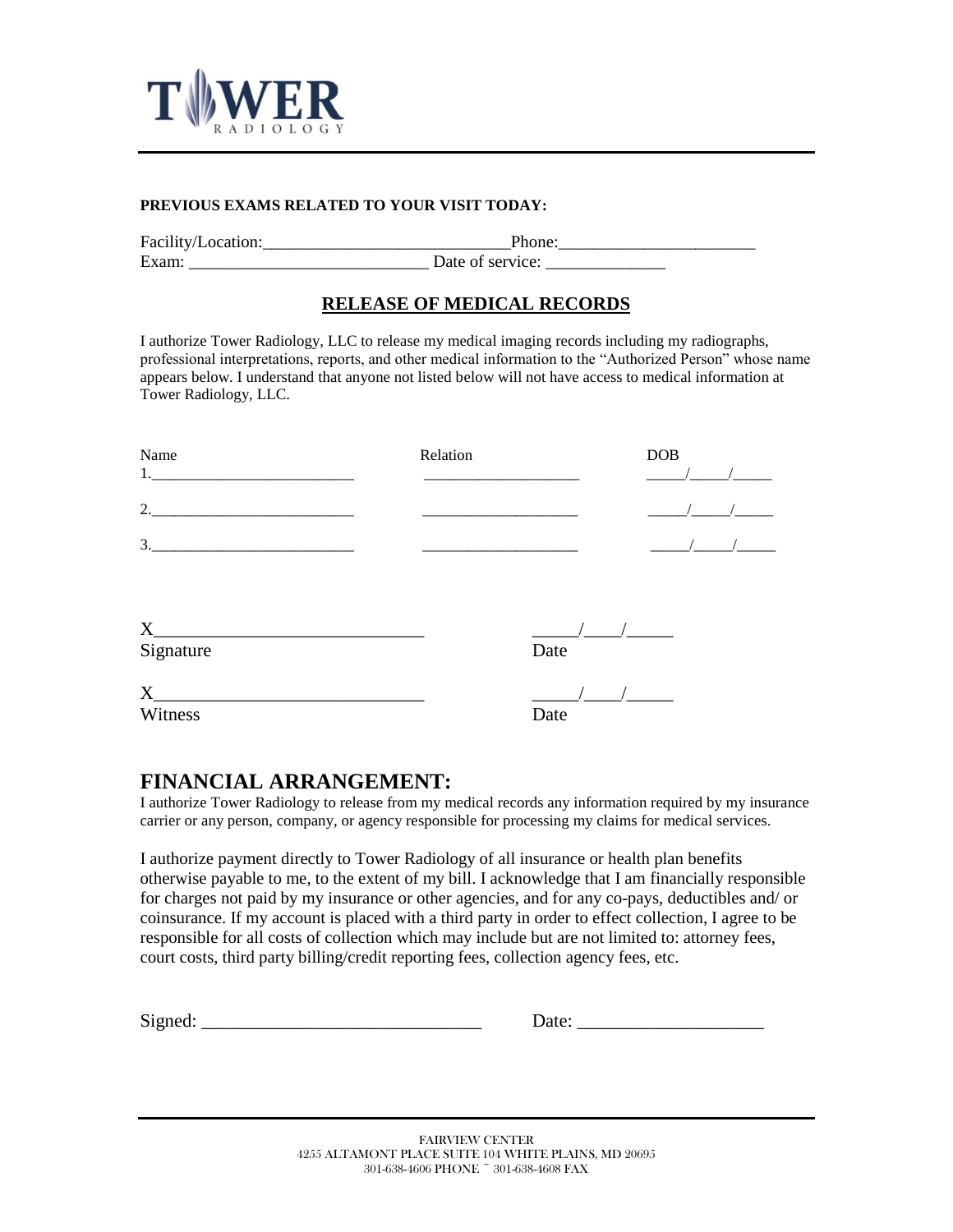TOWER
RADIOLOGY

**PREVIOUS EXAMS RELATED TO YOUR VISIT TODAY:**

Facility/Location:____________________________Phone:______________________

Exam: ____________________________ Date of service: ______________

## RELEASE OF MEDICAL RECORDS

I authorize Tower Radiology, LLC to release my medical imaging records including my radiographs, professional interpretations, reports, and other medical information to the "Authorized Person" whose name appears below. I understand that anyone not listed below will not have access to medical information at Tower Radiology, LLC.

| Name | Relation | DOB |
|---|---|---|
| 1.__________________________ | ____________________ | _____/_____/_____ |
| 2.__________________________ | ____________________ | _____/_____/_____ |
| 3.__________________________ | ____________________ | _____/_____/_____ |

X_____________________________ _____/____/_____
Signature Date

X_____________________________ _____/____/_____
Witness Date

## FINANCIAL ARRANGEMENT:

I authorize Tower Radiology to release from my medical records any information required by my insurance carrier or any person, company, or agency responsible for processing my claims for medical services.

I authorize payment directly to Tower Radiology of all insurance or health plan benefits otherwise payable to me, to the extent of my bill. I acknowledge that I am financially responsible for charges not paid by my insurance or other agencies, and for any co-pays, deductibles and/ or coinsurance. If my account is placed with a third party in order to effect collection, I agree to be responsible for all costs of collection which may include but are not limited to: attorney fees, court costs, third party billing/credit reporting fees, collection agency fees, etc.

Signed: ______________________________ Date: ____________________

FAIRVIEW CENTER
4255 ALTAMONT PLACE SUITE 104 WHITE PLAINS, MD 20695
301-638-4606 PHONE ~ 301-638-4608 FAX